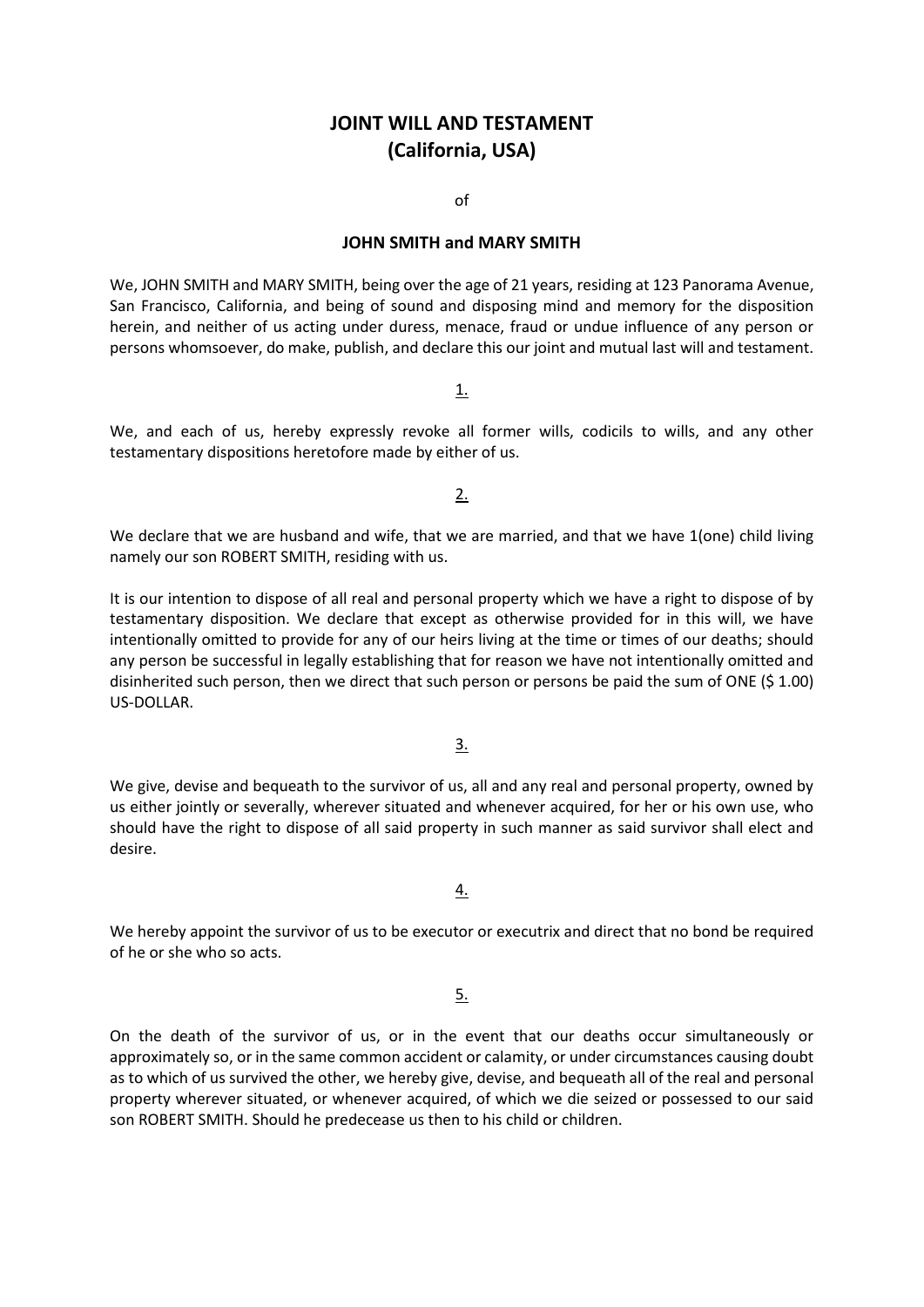# JOINT WILL AND TESTAMENT
# (California, USA)

of

**JOHN SMITH and MARY SMITH**

We, JOHN SMITH and MARY SMITH, being over the age of 21 years, residing at 123 Panorama Avenue, San Francisco, California, and being of sound and disposing mind and memory for the disposition herein, and neither of us acting under duress, menace, fraud or undue influence of any person or persons whomsoever, do make, publish, and declare this our joint and mutual last will and testament.

1.

We, and each of us, hereby expressly revoke all former wills, codicils to wills, and any other testamentary dispositions heretofore made by either of us.

2.

We declare that we are husband and wife, that we are married, and that we have 1(one) child living namely our son ROBERT SMITH, residing with us.

It is our intention to dispose of all real and personal property which we have a right to dispose of by testamentary disposition. We declare that except as otherwise provided for in this will, we have intentionally omitted to provide for any of our heirs living at the time or times of our deaths; should any person be successful in legally establishing that for reason we have not intentionally omitted and disinherited such person, then we direct that such person or persons be paid the sum of ONE ($ 1.00) US-DOLLAR.

3.

We give, devise and bequeath to the survivor of us, all and any real and personal property, owned by us either jointly or severally, wherever situated and whenever acquired, for her or his own use, who should have the right to dispose of all said property in such manner as said survivor shall elect and desire.

4.

We hereby appoint the survivor of us to be executor or executrix and direct that no bond be required of he or she who so acts.

5.

On the death of the survivor of us, or in the event that our deaths occur simultaneously or approximately so, or in the same common accident or calamity, or under circumstances causing doubt as to which of us survived the other, we hereby give, devise, and bequeath all of the real and personal property wherever situated, or whenever acquired, of which we die seized or possessed to our said son ROBERT SMITH. Should he predecease us then to his child or children.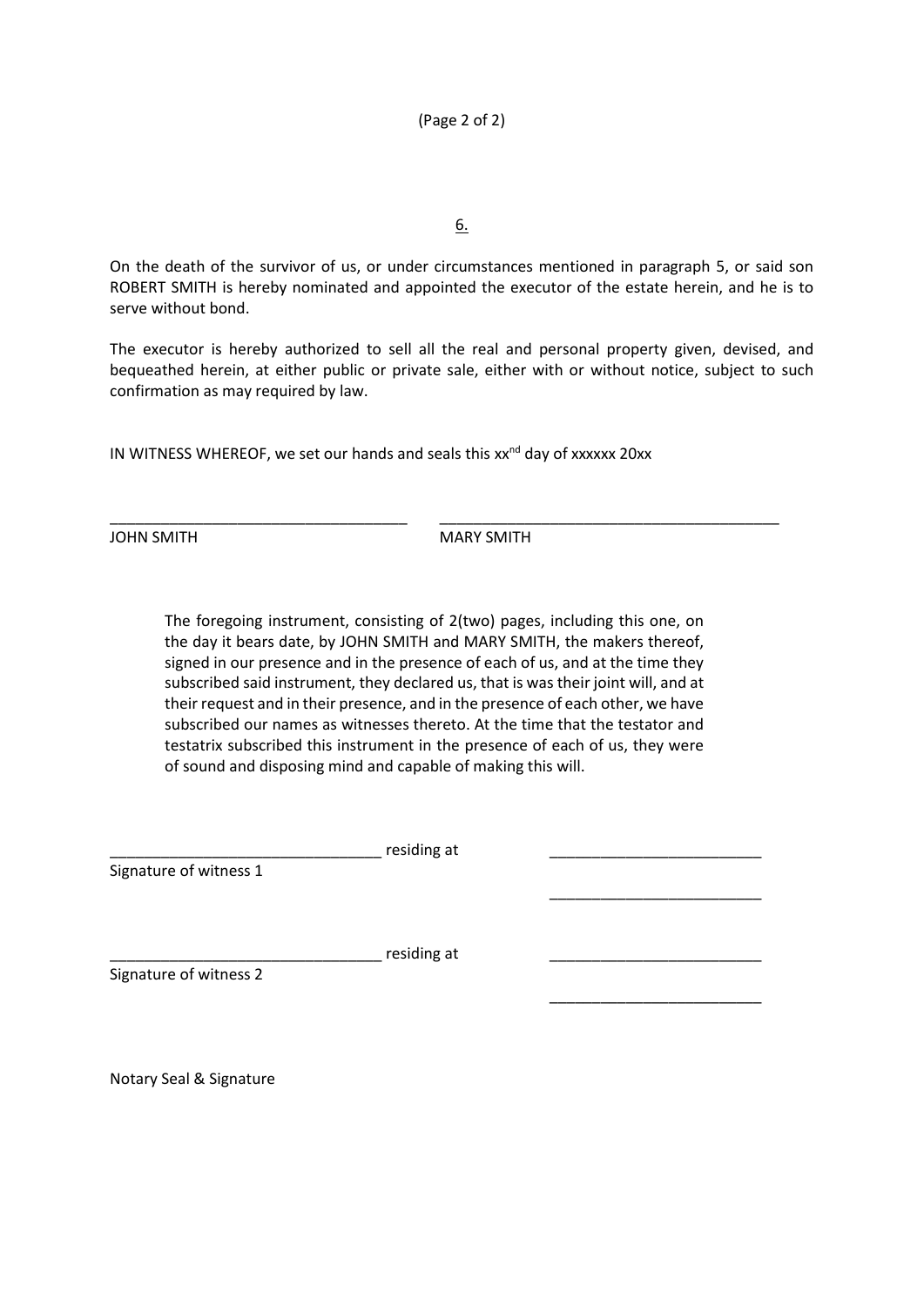<u>6.</u>

On the death of the survivor of us, or under circumstances mentioned in paragraph 5, or said son ROBERT SMITH is hereby nominated and appointed the executor of the estate herein, and he is to serve without bond.

The executor is hereby authorized to sell all the real and personal property given, devised, and bequeathed herein, at either public or private sale, either with or without notice, subject to such confirmation as may required by law.

IN WITNESS WHEREOF, we set our hands and seals this xx[nd] day of xxxxxx 20xx

\_\_\_\_\_\_\_\_\_\_\_\_\_\_\_\_\_\_\_\_\_\_\_\_\_\_\_\_\_\_\_\_\_\_\_\_ &nbsp;&nbsp;&nbsp; \_\_\_\_\_\_\_\_\_\_\_\_\_\_\_\_\_\_\_\_\_\_\_\_\_\_\_\_\_\_\_\_\_\_\_\_\_\_\_\_

JOHN SMITH &nbsp;&nbsp;&nbsp; MARY SMITH

> The foregoing instrument, consisting of 2(two) pages, including this one, on the day it bears date, by JOHN SMITH and MARY SMITH, the makers thereof, signed in our presence and in the presence of each of us, and at the time they subscribed said instrument, they declared us, that is was their joint will, and at their request and in their presence, and in the presence of each other, we have subscribed our names as witnesses thereto. At the time that the testator and testatrix subscribed this instrument in the presence of each of us, they were of sound and disposing mind and capable of making this will.

\_\_\_\_\_\_\_\_\_\_\_\_\_\_\_\_\_\_\_\_\_\_\_\_\_\_\_\_\_\_\_\_ residing at &nbsp;&nbsp;&nbsp; \_\_\_\_\_\_\_\_\_\_\_\_\_\_\_\_\_\_\_\_\_\_\_\_\_

Signature of witness 1

\_\_\_\_\_\_\_\_\_\_\_\_\_\_\_\_\_\_\_\_\_\_\_\_\_

\_\_\_\_\_\_\_\_\_\_\_\_\_\_\_\_\_\_\_\_\_\_\_\_\_\_\_\_\_\_\_\_ residing at &nbsp;&nbsp;&nbsp; \_\_\_\_\_\_\_\_\_\_\_\_\_\_\_\_\_\_\_\_\_\_\_\_\_

Signature of witness 2

\_\_\_\_\_\_\_\_\_\_\_\_\_\_\_\_\_\_\_\_\_\_\_\_\_

Notary Seal & Signature